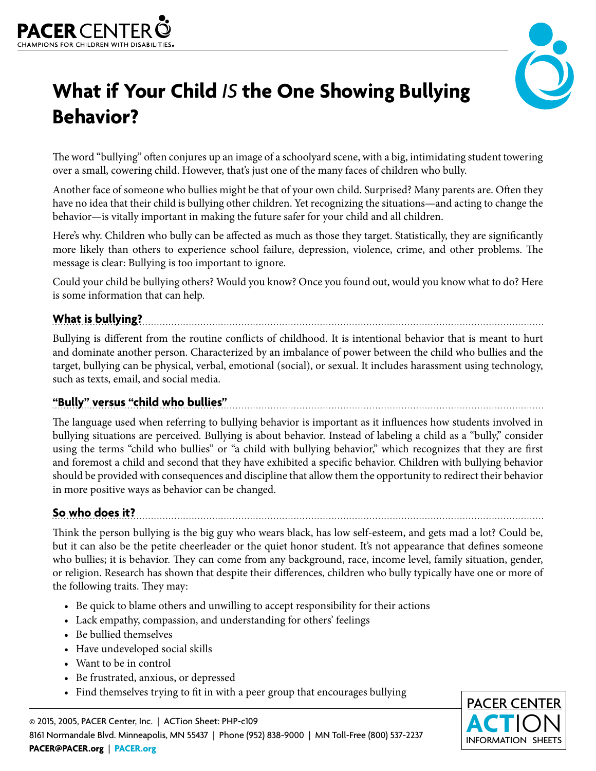# What if Your Child *IS* the One Showing Bullying Behavior?

The word "bullying" often conjures up an image of a schoolyard scene, with a big, intimidating student towering over a small, cowering child. However, that's just one of the many faces of children who bully.

Another face of someone who bullies might be that of your own child. Surprised? Many parents are. Often they have no idea that their child is bullying other children. Yet recognizing the situations—and acting to change the behavior—is vitally important in making the future safer for your child and all children.

Here's why. Children who bully can be affected as much as those they target. Statistically, they are significantly more likely than others to experience school failure, depression, violence, crime, and other problems. The message is clear: Bullying is too important to ignore.

Could your child be bullying others? Would you know? Once you found out, would you know what to do? Here is some information that can help.

## What is bullying?

Bullying is different from the routine conflicts of childhood. It is intentional behavior that is meant to hurt and dominate another person. Characterized by an imbalance of power between the child who bullies and the target, bullying can be physical, verbal, emotional (social), or sexual. It includes harassment using technology, such as texts, email, and social media.

## "Bully" versus "child who bullies"

The language used when referring to bullying behavior is important as it influences how students involved in bullying situations are perceived. Bullying is about behavior. Instead of labeling a child as a "bully," consider using the terms "child who bullies" or "a child with bullying behavior," which recognizes that they are first and foremost a child and second that they have exhibited a specific behavior. Children with bullying behavior should be provided with consequences and discipline that allow them the opportunity to redirect their behavior in more positive ways as behavior can be changed.

## So who does it?

Think the person bullying is the big guy who wears black, has low self-esteem, and gets mad a lot? Could be, but it can also be the petite cheerleader or the quiet honor student. It's not appearance that defines someone who bullies; it is behavior. They can come from any background, race, income level, family situation, gender, or religion. Research has shown that despite their differences, children who bully typically have one or more of the following traits. They may:

- Be quick to blame others and unwilling to accept responsibility for their actions
- Lack empathy, compassion, and understanding for others' feelings
- Be bullied themselves
- Have undeveloped social skills
- Want to be in control
- Be frustrated, anxious, or depressed
- Find themselves trying to fit in with a peer group that encourages bullying

© 2015, 2005, PACER Center, Inc. | ACTion Sheet: PHP-c109
8161 Normandale Blvd. Minneapolis, MN 55437 | Phone (952) 838-9000 | MN Toll-Free (800) 537-2237
**PACER@PACER.org** | **PACER.org**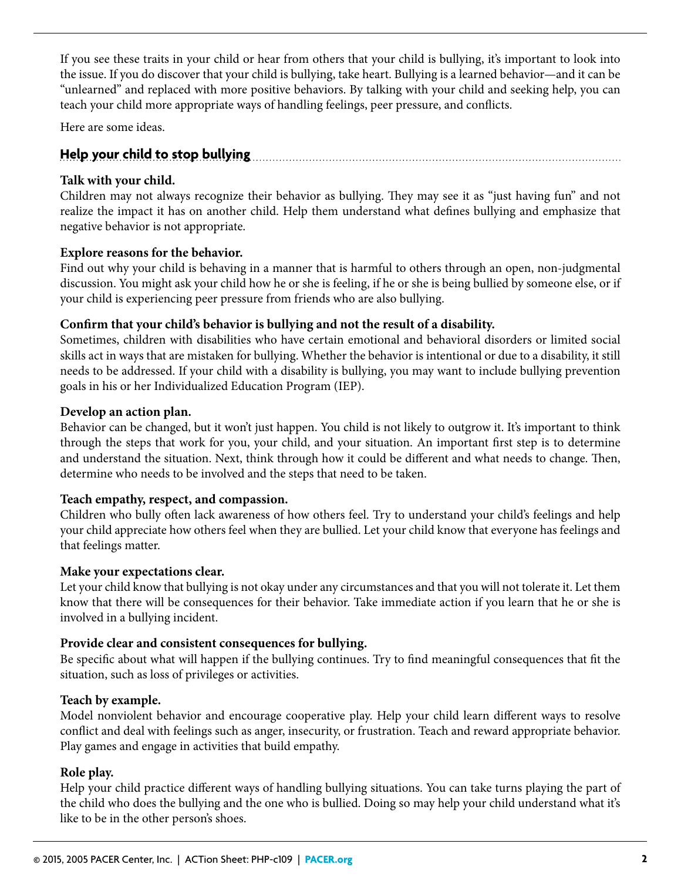If you see these traits in your child or hear from others that your child is bullying, it's important to look into the issue. If you do discover that your child is bullying, take heart. Bullying is a learned behavior—and it can be "unlearned" and replaced with more positive behaviors. By talking with your child and seeking help, you can teach your child more appropriate ways of handling feelings, peer pressure, and conflicts.

Here are some ideas.

## Help your child to stop bullying

**Talk with your child.**
Children may not always recognize their behavior as bullying. They may see it as "just having fun" and not realize the impact it has on another child. Help them understand what defines bullying and emphasize that negative behavior is not appropriate.

**Explore reasons for the behavior.**
Find out why your child is behaving in a manner that is harmful to others through an open, non-judgmental discussion. You might ask your child how he or she is feeling, if he or she is being bullied by someone else, or if your child is experiencing peer pressure from friends who are also bullying.

**Confirm that your child's behavior is bullying and not the result of a disability.**
Sometimes, children with disabilities who have certain emotional and behavioral disorders or limited social skills act in ways that are mistaken for bullying. Whether the behavior is intentional or due to a disability, it still needs to be addressed. If your child with a disability is bullying, you may want to include bullying prevention goals in his or her Individualized Education Program (IEP).

**Develop an action plan.**
Behavior can be changed, but it won't just happen. You child is not likely to outgrow it. It's important to think through the steps that work for you, your child, and your situation. An important first step is to determine and understand the situation. Next, think through how it could be different and what needs to change. Then, determine who needs to be involved and the steps that need to be taken.

**Teach empathy, respect, and compassion.**
Children who bully often lack awareness of how others feel. Try to understand your child's feelings and help your child appreciate how others feel when they are bullied. Let your child know that everyone has feelings and that feelings matter.

**Make your expectations clear.**
Let your child know that bullying is not okay under any circumstances and that you will not tolerate it. Let them know that there will be consequences for their behavior. Take immediate action if you learn that he or she is involved in a bullying incident.

**Provide clear and consistent consequences for bullying.**
Be specific about what will happen if the bullying continues. Try to find meaningful consequences that fit the situation, such as loss of privileges or activities.

**Teach by example.**
Model nonviolent behavior and encourage cooperative play. Help your child learn different ways to resolve conflict and deal with feelings such as anger, insecurity, or frustration. Teach and reward appropriate behavior. Play games and engage in activities that build empathy.

**Role play.**
Help your child practice different ways of handling bullying situations. You can take turns playing the part of the child who does the bullying and the one who is bullied. Doing so may help your child understand what it's like to be in the other person's shoes.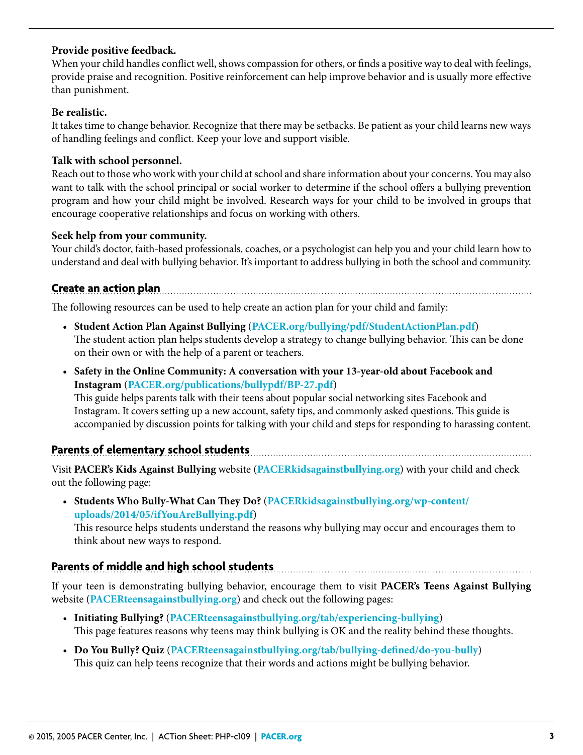**Provide positive feedback.**
When your child handles conflict well, shows compassion for others, or finds a positive way to deal with feelings, provide praise and recognition. Positive reinforcement can help improve behavior and is usually more effective than punishment.

**Be realistic.**
It takes time to change behavior. Recognize that there may be setbacks. Be patient as your child learns new ways of handling feelings and conflict. Keep your love and support visible.

**Talk with school personnel.**
Reach out to those who work with your child at school and share information about your concerns. You may also want to talk with the school principal or social worker to determine if the school offers a bullying prevention program and how your child might be involved. Research ways for your child to be involved in groups that encourage cooperative relationships and focus on working with others.

**Seek help from your community.**
Your child's doctor, faith-based professionals, coaches, or a psychologist can help you and your child learn how to understand and deal with bullying behavior. It's important to address bullying in both the school and community.

## Create an action plan

The following resources can be used to help create an action plan for your child and family:

- **Student Action Plan Against Bullying** (**PACER.org/bullying/pdf/StudentActionPlan.pdf**)
  The student action plan helps students develop a strategy to change bullying behavior. This can be done on their own or with the help of a parent or teachers.
- **Safety in the Online Community: A conversation with your 13-year-old about Facebook and Instagram** (**PACER.org/publications/bullypdf/BP-27.pdf**)
  This guide helps parents talk with their teens about popular social networking sites Facebook and Instagram. It covers setting up a new account, safety tips, and commonly asked questions. This guide is accompanied by discussion points for talking with your child and steps for responding to harassing content.

## Parents of elementary school students

Visit **PACER's Kids Against Bullying** website (**PACERkidsagainstbullying.org**) with your child and check out the following page:

- **Students Who Bully-What Can They Do?** (**PACERkidsagainstbullying.org/wp-content/uploads/2014/05/ifYouAreBullying.pdf**)
  This resource helps students understand the reasons why bullying may occur and encourages them to think about new ways to respond.

## Parents of middle and high school students

If your teen is demonstrating bullying behavior, encourage them to visit **PACER's Teens Against Bullying** website (**PACERteensagainstbullying.org**) and check out the following pages:

- **Initiating Bullying?** (**PACERteensagainstbullying.org/tab/experiencing-bullying**)
  This page features reasons why teens may think bullying is OK and the reality behind these thoughts.
- **Do You Bully? Quiz** (**PACERteensagainstbullying.org/tab/bullying-defined/do-you-bully**)
  This quiz can help teens recognize that their words and actions might be bullying behavior.